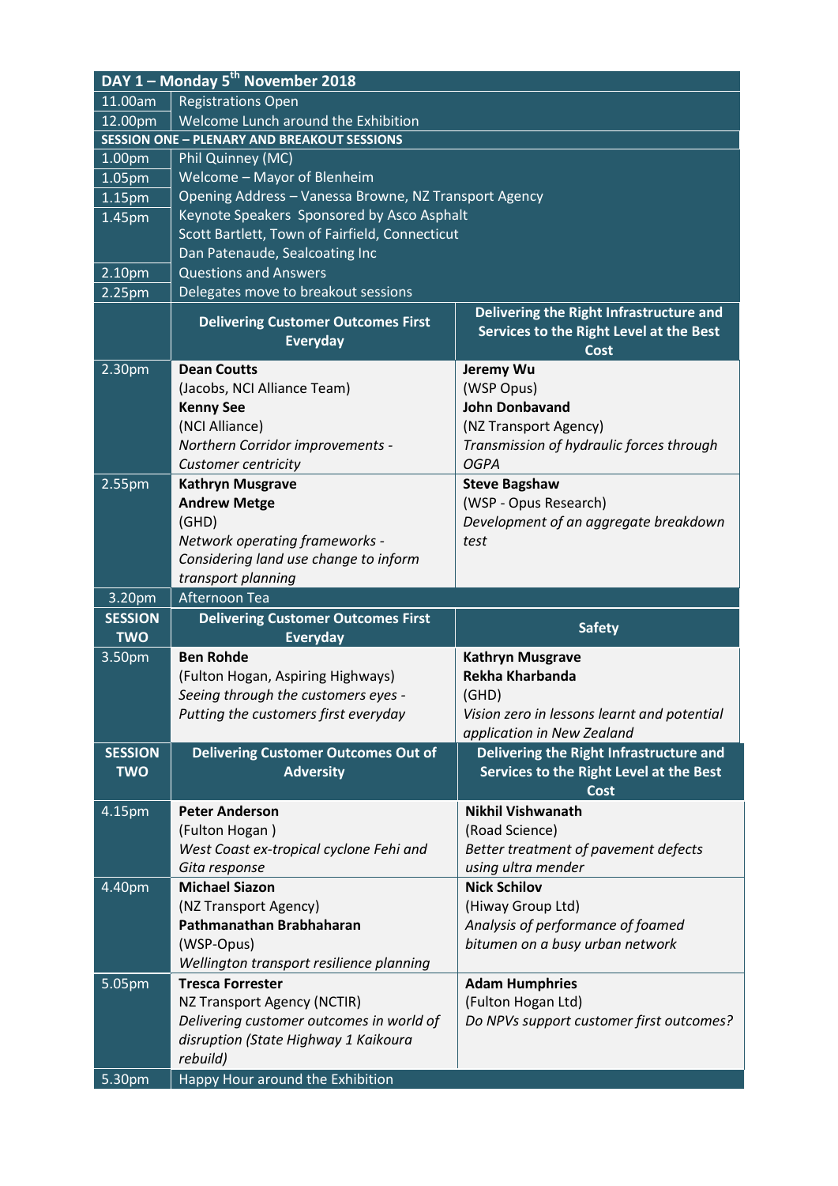| DAY 1 – Monday 5th November 2018 | | |
|---|---|---|
| 11.00am | Registrations Open | |
| 12.00pm | Welcome Lunch around the Exhibition | |
| **SESSION ONE – PLENARY AND BREAKOUT SESSIONS** | | |
| 1.00pm | Phil Quinney (MC) | |
| 1.05pm | Welcome – Mayor of Blenheim | |
| 1.15pm | Opening Address – Vanessa Browne, NZ Transport Agency | |
| 1.45pm | Keynote Speakers Sponsored by Asco Asphalt<br>Scott Bartlett, Town of Fairfield, Connecticut<br>Dan Patenaude, Sealcoating Inc | |
| 2.10pm | Questions and Answers | |
| 2.25pm | Delegates move to breakout sessions | |
| | **Delivering Customer Outcomes First Everyday** | **Delivering the Right Infrastructure and Services to the Right Level at the Best Cost** |
| 2.30pm | **Dean Coutts**<br>(Jacobs, NCI Alliance Team)<br>**Kenny See**<br>(NCI Alliance)<br>*Northern Corridor improvements - Customer centricity* | **Jeremy Wu**<br>(WSP Opus)<br>**John Donbavand**<br>(NZ Transport Agency)<br>*Transmission of hydraulic forces through OGPA* |
| 2.55pm | **Kathryn Musgrave**<br>**Andrew Metge**<br>(GHD)<br>*Network operating frameworks - Considering land use change to inform transport planning* | **Steve Bagshaw**<br>(WSP - Opus Research)<br>*Development of an aggregate breakdown test* |
| 3.20pm | Afternoon Tea | |
| **SESSION TWO** | **Delivering Customer Outcomes First Everyday** | **Safety** |
| 3.50pm | **Ben Rohde**<br>(Fulton Hogan, Aspiring Highways)<br>*Seeing through the customers eyes - Putting the customers first everyday* | **Kathryn Musgrave**<br>**Rekha Kharbanda**<br>(GHD)<br>*Vision zero in lessons learnt and potential application in New Zealand* |
| **SESSION TWO** | **Delivering Customer Outcomes Out of Adversity** | **Delivering the Right Infrastructure and Services to the Right Level at the Best Cost** |
| 4.15pm | **Peter Anderson**<br>(Fulton Hogan )<br>*West Coast ex-tropical cyclone Fehi and Gita response* | **Nikhil Vishwanath**<br>(Road Science)<br>*Better treatment of pavement defects using ultra mender* |
| 4.40pm | **Michael Siazon**<br>(NZ Transport Agency)<br>**Pathmanathan Brabhaharan**<br>(WSP-Opus)<br>*Wellington transport resilience planning* | **Nick Schilov**<br>(Hiway Group Ltd)<br>*Analysis of performance of foamed bitumen on a busy urban network* |
| 5.05pm | **Tresca Forrester**<br>NZ Transport Agency (NCTIR)<br>*Delivering customer outcomes in world of disruption (State Highway 1 Kaikoura rebuild)* | **Adam Humphries**<br>(Fulton Hogan Ltd)<br>*Do NPVs support customer first outcomes?* |
| 5.30pm | Happy Hour around the Exhibition | |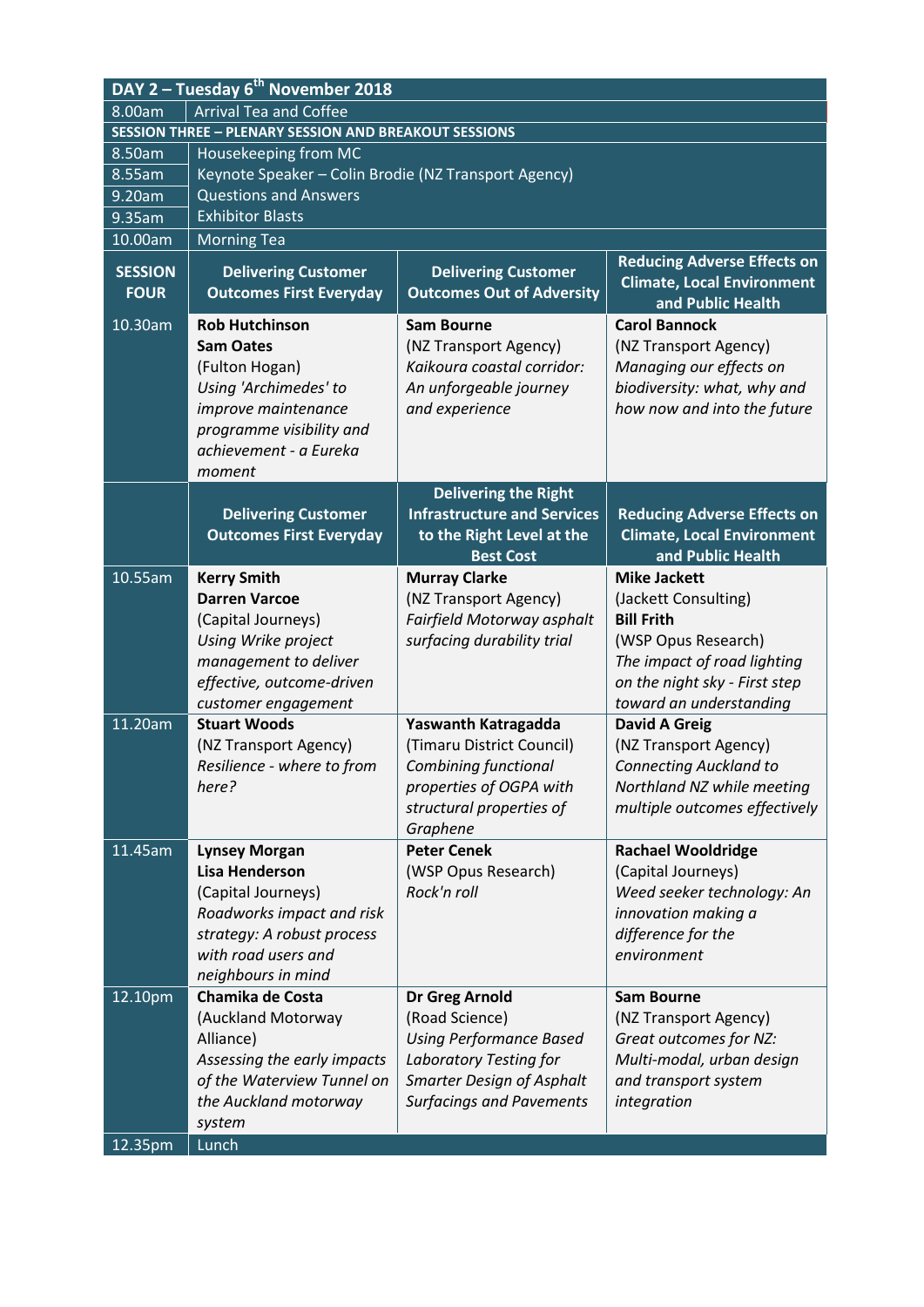| DAY 2 – Tuesday 6th November 2018 | | | |
|---|---|---|---|
| 8.00am | Arrival Tea and Coffee | | |
| **SESSION THREE – PLENARY SESSION AND BREAKOUT SESSIONS** | | | |
| 8.50am | Housekeeping from MC | | |
| 8.55am | Keynote Speaker – Colin Brodie (NZ Transport Agency) | | |
| 9.20am | Questions and Answers | | |
| 9.35am | Exhibitor Blasts | | |
| 10.00am | Morning Tea | | |
| **SESSION FOUR** | **Delivering Customer Outcomes First Everyday** | **Delivering Customer Outcomes Out of Adversity** | **Reducing Adverse Effects on Climate, Local Environment and Public Health** |
| 10.30am | **Rob Hutchinson** **Sam Oates** (Fulton Hogan) *Using 'Archimedes' to improve maintenance programme visibility and achievement - a Eureka moment* | **Sam Bourne** (NZ Transport Agency) *Kaikoura coastal corridor: An unforgeable journey and experience* | **Carol Bannock** (NZ Transport Agency) *Managing our effects on biodiversity: what, why and how now and into the future* |
| | **Delivering Customer Outcomes First Everyday** | **Delivering the Right Infrastructure and Services to the Right Level at the Best Cost** | **Reducing Adverse Effects on Climate, Local Environment and Public Health** |
| 10.55am | **Kerry Smith** **Darren Varcoe** (Capital Journeys) *Using Wrike project management to deliver effective, outcome-driven customer engagement* | **Murray Clarke** (NZ Transport Agency) *Fairfield Motorway asphalt surfacing durability trial* | **Mike Jackett** (Jackett Consulting) **Bill Frith** (WSP Opus Research) *The impact of road lighting on the night sky - First step toward an understanding* |
| 11.20am | **Stuart Woods** (NZ Transport Agency) *Resilience - where to from here?* | **Yaswanth Katragadda** (Timaru District Council) *Combining functional properties of OGPA with structural properties of Graphene* | **David A Greig** (NZ Transport Agency) *Connecting Auckland to Northland NZ while meeting multiple outcomes effectively* |
| 11.45am | **Lynsey Morgan** **Lisa Henderson** (Capital Journeys) *Roadworks impact and risk strategy: A robust process with road users and neighbours in mind* | **Peter Cenek** (WSP Opus Research) *Rock'n roll* | **Rachael Wooldridge** (Capital Journeys) *Weed seeker technology: An innovation making a difference for the environment* |
| 12.10pm | **Chamika de Costa** (Auckland Motorway Alliance) *Assessing the early impacts of the Waterview Tunnel on the Auckland motorway system* | **Dr Greg Arnold** (Road Science) *Using Performance Based Laboratory Testing for Smarter Design of Asphalt Surfacings and Pavements* | **Sam Bourne** (NZ Transport Agency) *Great outcomes for NZ: Multi-modal, urban design and transport system integration* |
| 12.35pm | Lunch | | |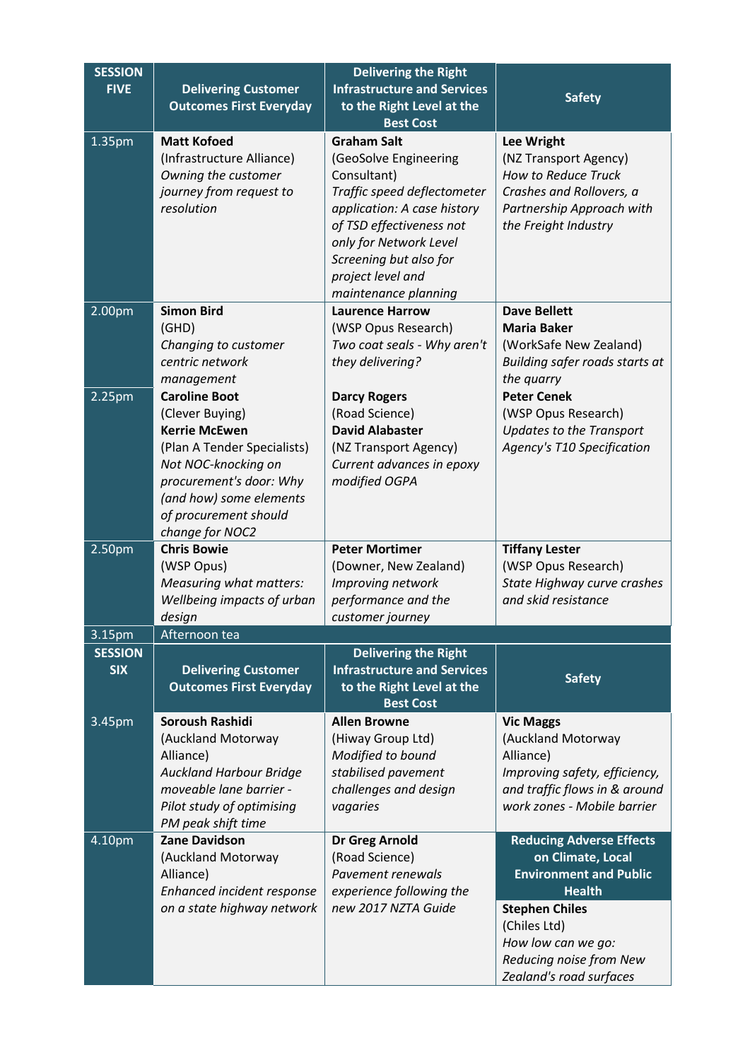| SESSION FIVE | Delivering Customer Outcomes First Everyday | Delivering the Right Infrastructure and Services to the Right Level at the Best Cost | Safety |
|---|---|---|---|
| 1.35pm | **Matt Kofoed** (Infrastructure Alliance) *Owning the customer journey from request to resolution* | **Graham Salt** (GeoSolve Engineering Consultant) *Traffic speed deflectometer application: A case history of TSD effectiveness not only for Network Level Screening but also for project level and maintenance planning* | **Lee Wright** (NZ Transport Agency) *How to Reduce Truck Crashes and Rollovers, a Partnership Approach with the Freight Industry* |
| 2.00pm | **Simon Bird** (GHD) *Changing to customer centric network management* | **Laurence Harrow** (WSP Opus Research) *Two coat seals - Why aren't they delivering?* | **Dave Bellett** **Maria Baker** (WorkSafe New Zealand) *Building safer roads starts at the quarry* |
| 2.25pm | **Caroline Boot** (Clever Buying) **Kerrie McEwen** (Plan A Tender Specialists) *Not NOC-knocking on procurement's door: Why (and how) some elements of procurement should change for NOC2* | **Darcy Rogers** (Road Science) **David Alabaster** (NZ Transport Agency) *Current advances in epoxy modified OGPA* | **Peter Cenek** (WSP Opus Research) *Updates to the Transport Agency's T10 Specification* |
| 2.50pm | **Chris Bowie** (WSP Opus) *Measuring what matters: Wellbeing impacts of urban design* | **Peter Mortimer** (Downer, New Zealand) *Improving network performance and the customer journey* | **Tiffany Lester** (WSP Opus Research) *State Highway curve crashes and skid resistance* |
| 3.15pm | Afternoon tea | | |
| **SESSION SIX** | **Delivering Customer Outcomes First Everyday** | **Delivering the Right Infrastructure and Services to the Right Level at the Best Cost** | **Safety** |
| 3.45pm | **Soroush Rashidi** (Auckland Motorway Alliance) *Auckland Harbour Bridge moveable lane barrier - Pilot study of optimising PM peak shift time* | **Allen Browne** (Hiway Group Ltd) *Modified to bound stabilised pavement challenges and design vagaries* | **Vic Maggs** (Auckland Motorway Alliance) *Improving safety, efficiency, and traffic flows in & around work zones - Mobile barrier* |
| 4.10pm | **Zane Davidson** (Auckland Motorway Alliance) *Enhanced incident response on a state highway network* | **Dr Greg Arnold** (Road Science) *Pavement renewals experience following the new 2017 NZTA Guide* | **Reducing Adverse Effects on Climate, Local Environment and Public Health** **Stephen Chiles** (Chiles Ltd) *How low can we go: Reducing noise from New Zealand's road surfaces* |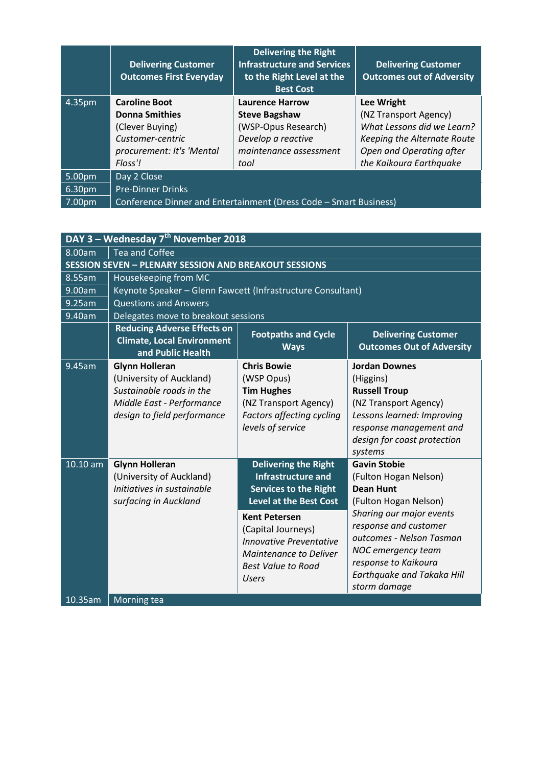| | Delivering Customer Outcomes First Everyday | Delivering the Right Infrastructure and Services to the Right Level at the Best Cost | Delivering Customer Outcomes out of Adversity |
|---|---|---|---|
| 4.35pm | **Caroline Boot**<br>**Donna Smithies**<br>(Clever Buying)<br>*Customer-centric procurement: It's 'Mental Floss'!* | **Laurence Harrow**<br>**Steve Bagshaw**<br>(WSP-Opus Research)<br>*Develop a reactive maintenance assessment tool* | **Lee Wright**<br>(NZ Transport Agency)<br>*What Lessons did we Learn? Keeping the Alternate Route Open and Operating after the Kaikoura Earthquake* |
| 5.00pm | Day 2 Close | | |
| 6.30pm | Pre-Dinner Drinks | | |
| 7.00pm | Conference Dinner and Entertainment (Dress Code – Smart Business) | | |

| DAY 3 – Wednesday 7th November 2018 | | | |
|---|---|---|---|
| 8.00am | Tea and Coffee | | |
| **SESSION SEVEN – PLENARY SESSION AND BREAKOUT SESSIONS** | | | |
| 8.55am | Housekeeping from MC | | |
| 9.00am | Keynote Speaker – Glenn Fawcett (Infrastructure Consultant) | | |
| 9.25am | Questions and Answers | | |
| 9.40am | Delegates move to breakout sessions | | |
| | **Reducing Adverse Effects on Climate, Local Environment and Public Health** | **Footpaths and Cycle Ways** | **Delivering Customer Outcomes Out of Adversity** |
| 9.45am | **Glynn Holleran**<br>(University of Auckland)<br>*Sustainable roads in the Middle East - Performance design to field performance* | **Chris Bowie**<br>(WSP Opus)<br>**Tim Hughes**<br>(NZ Transport Agency)<br>*Factors affecting cycling levels of service* | **Jordan Downes**<br>(Higgins)<br>**Russell Troup**<br>(NZ Transport Agency)<br>*Lessons learned: Improving response management and design for coast protection systems* |
| 10.10 am | **Glynn Holleran**<br>(University of Auckland)<br>*Initiatives in sustainable surfacing in Auckland* | **Delivering the Right Infrastructure and Services to the Right Level at the Best Cost**<br>**Kent Petersen**<br>(Capital Journeys)<br>*Innovative Preventative Maintenance to Deliver Best Value to Road Users* | **Gavin Stobie**<br>(Fulton Hogan Nelson)<br>**Dean Hunt**<br>(Fulton Hogan Nelson)<br>*Sharing our major events response and customer outcomes - Nelson Tasman NOC emergency team response to Kaikoura Earthquake and Takaka Hill storm damage* |
| 10.35am | Morning tea | | |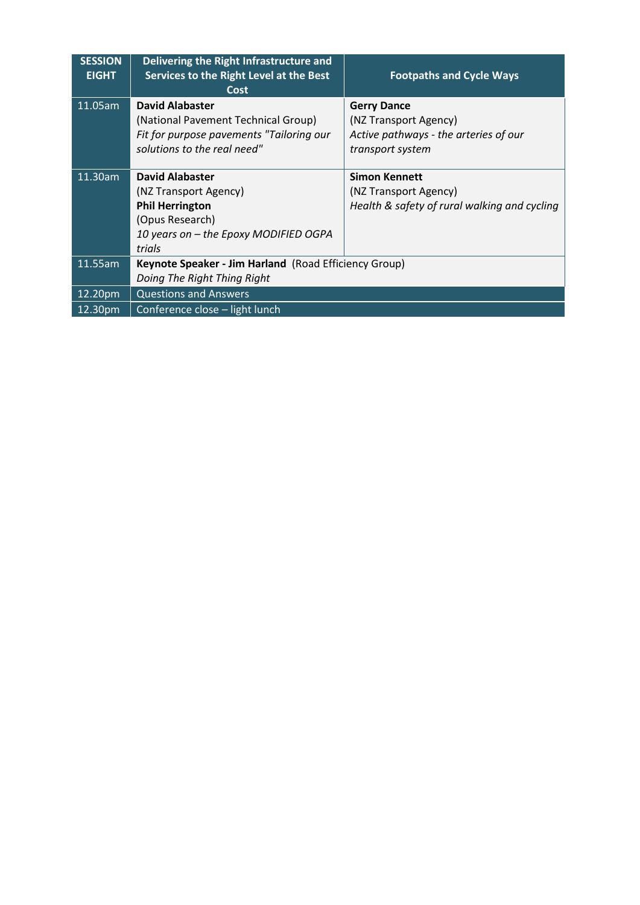| SESSION EIGHT | Delivering the Right Infrastructure and Services to the Right Level at the Best Cost | Footpaths and Cycle Ways |
|---|---|---|
| 11.05am | **David Alabaster**<br>(National Pavement Technical Group)<br>*Fit for purpose pavements "Tailoring our solutions to the real need"* | **Gerry Dance**<br>(NZ Transport Agency)<br>*Active pathways - the arteries of our transport system* |
| 11.30am | **David Alabaster**<br>(NZ Transport Agency)<br>**Phil Herrington**<br>(Opus Research)<br>*10 years on – the Epoxy MODIFIED OGPA trials* | **Simon Kennett**<br>(NZ Transport Agency)<br>*Health & safety of rural walking and cycling* |
| 11.55am | **Keynote Speaker - Jim Harland** (Road Efficiency Group)<br>*Doing The Right Thing Right* | |
| 12.20pm | Questions and Answers | |
| 12.30pm | Conference close – light lunch | |